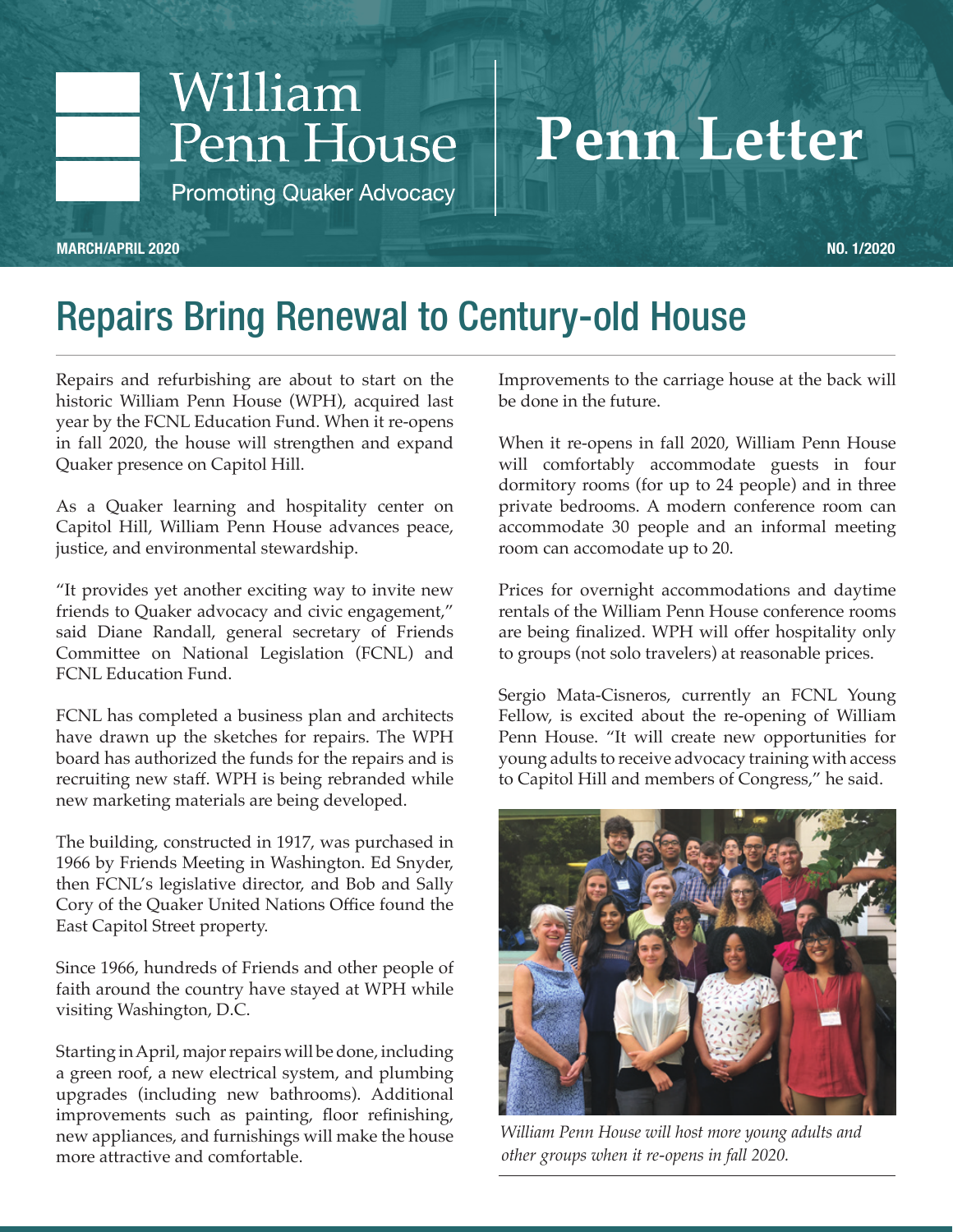William Penn House

Promoting Quaker Advocacy

# Penn Letter

MARCH/APRIL 2020

NO. 1/2020

## Repairs Bring Renewal to Century-old House

Repairs and refurbishing are about to start on the historic William Penn House (WPH), acquired last year by the FCNL Education Fund. When it re-opens in fall 2020, the house will strengthen and expand Quaker presence on Capitol Hill.

As a Quaker learning and hospitality center on Capitol Hill, William Penn House advances peace, justice, and environmental stewardship.

"It provides yet another exciting way to invite new friends to Quaker advocacy and civic engagement," said Diane Randall, general secretary of Friends Committee on National Legislation (FCNL) and FCNL Education Fund.

FCNL has completed a business plan and architects have drawn up the sketches for repairs. The WPH board has authorized the funds for the repairs and is recruiting new staff. WPH is being rebranded while new marketing materials are being developed.

The building, constructed in 1917, was purchased in 1966 by Friends Meeting in Washington. Ed Snyder, then FCNL's legislative director, and Bob and Sally Cory of the Quaker United Nations Office found the East Capitol Street property.

Since 1966, hundreds of Friends and other people of faith around the country have stayed at WPH while visiting Washington, D.C.

Starting in April, major repairs will be done, including a green roof, a new electrical system, and plumbing upgrades (including new bathrooms). Additional improvements such as painting, floor refinishing, new appliances, and furnishings will make the house more attractive and comfortable.

Improvements to the carriage house at the back will be done in the future.

When it re-opens in fall 2020, William Penn House will comfortably accommodate guests in four dormitory rooms (for up to 24 people) and in three private bedrooms. A modern conference room can accommodate 30 people and an informal meeting room can accomodate up to 20.

Prices for overnight accommodations and daytime rentals of the William Penn House conference rooms are being finalized. WPH will offer hospitality only to groups (not solo travelers) at reasonable prices.

Sergio Mata-Cisneros, currently an FCNL Young Fellow, is excited about the re-opening of William Penn House. "It will create new opportunities for young adults to receive advocacy training with access to Capitol Hill and members of Congress," he said.

*William Penn House will host more young adults and other groups when it re-opens in fall 2020.*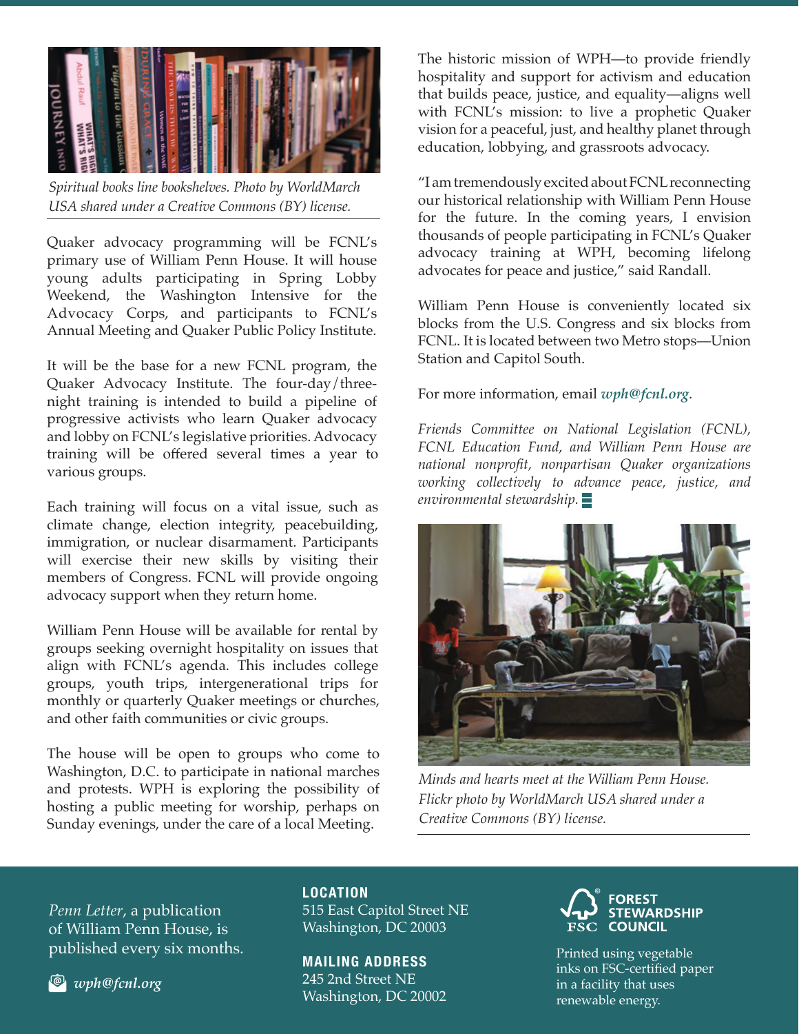*Spiritual books line bookshelves. Photo by WorldMarch USA shared under a Creative Commons (BY) license.*

Quaker advocacy programming will be FCNL's primary use of William Penn House. It will house young adults participating in Spring Lobby Weekend, the Washington Intensive for the Advocacy Corps, and participants to FCNL's Annual Meeting and Quaker Public Policy Institute.

It will be the base for a new FCNL program, the Quaker Advocacy Institute. The four-day/three-night training is intended to build a pipeline of progressive activists who learn Quaker advocacy and lobby on FCNL's legislative priorities. Advocacy training will be offered several times a year to various groups.

Each training will focus on a vital issue, such as climate change, election integrity, peacebuilding, immigration, or nuclear disarmament. Participants will exercise their new skills by visiting their members of Congress. FCNL will provide ongoing advocacy support when they return home.

William Penn House will be available for rental by groups seeking overnight hospitality on issues that align with FCNL's agenda. This includes college groups, youth trips, intergenerational trips for monthly or quarterly Quaker meetings or churches, and other faith communities or civic groups.

The house will be open to groups who come to Washington, D.C. to participate in national marches and protests. WPH is exploring the possibility of hosting a public meeting for worship, perhaps on Sunday evenings, under the care of a local Meeting.

The historic mission of WPH—to provide friendly hospitality and support for activism and education that builds peace, justice, and equality—aligns well with FCNL's mission: to live a prophetic Quaker vision for a peaceful, just, and healthy planet through education, lobbying, and grassroots advocacy.

"I am tremendously excited about FCNL reconnecting our historical relationship with William Penn House for the future. In the coming years, I envision thousands of people participating in FCNL's Quaker advocacy training at WPH, becoming lifelong advocates for peace and justice," said Randall.

William Penn House is conveniently located six blocks from the U.S. Congress and six blocks from FCNL. It is located between two Metro stops—Union Station and Capitol South.

For more information, email ***wph@fcnl.org***.

*Friends Committee on National Legislation (FCNL), FCNL Education Fund, and William Penn House are national nonprofit, nonpartisan Quaker organizations working collectively to advance peace, justice, and environmental stewardship.*

*Minds and hearts meet at the William Penn House. Flickr photo by WorldMarch USA shared under a Creative Commons (BY) license.*

*Penn Letter*, a publication of William Penn House, is published every six months.

***wph@fcnl.org***

**LOCATION**
515 East Capitol Street NE
Washington, DC 20003

**MAILING ADDRESS**
245 2nd Street NE
Washington, DC 20002

FSC **FOREST STEWARDSHIP COUNCIL**

Printed using vegetable inks on FSC-certified paper in a facility that uses renewable energy.